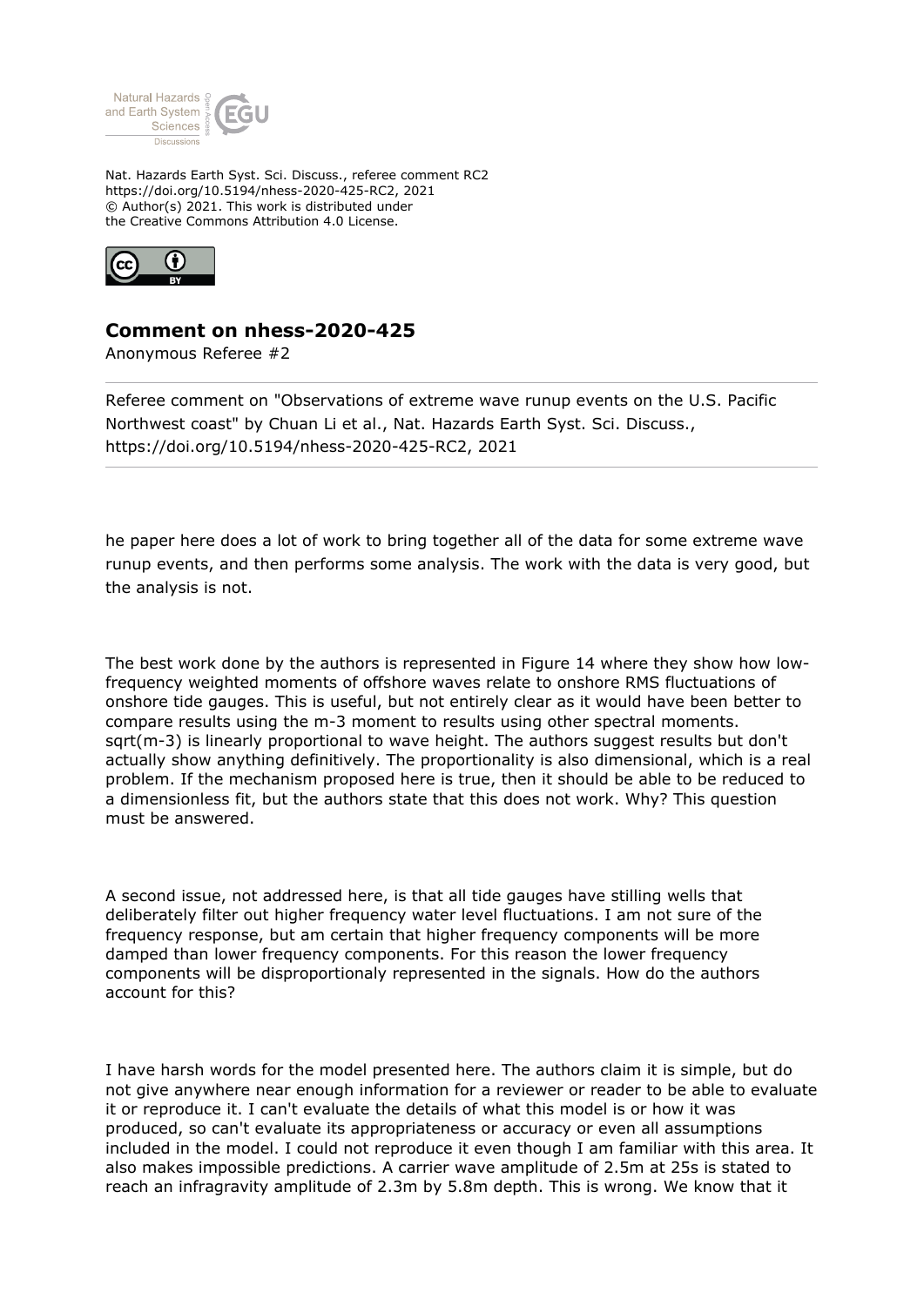Nat. Hazards Earth Syst. Sci. Discuss., referee comment RC2
https://doi.org/10.5194/nhess-2020-425-RC2, 2021
© Author(s) 2021. This work is distributed under
the Creative Commons Attribution 4.0 License.

## Comment on nhess-2020-425

Anonymous Referee #2

Referee comment on "Observations of extreme wave runup events on the U.S. Pacific Northwest coast" by Chuan Li et al., Nat. Hazards Earth Syst. Sci. Discuss., https://doi.org/10.5194/nhess-2020-425-RC2, 2021

---

he paper here does a lot of work to bring together all of the data for some extreme wave runup events, and then performs some analysis. The work with the data is very good, but the analysis is not.

The best work done by the authors is represented in Figure 14 where they show how low-frequency weighted moments of offshore waves relate to onshore RMS fluctuations of onshore tide gauges. This is useful, but not entirely clear as it would have been better to compare results using the m-3 moment to results using other spectral moments. sqrt(m-3) is linearly proportional to wave height. The authors suggest results but don't actually show anything definitively. The proportionality is also dimensional, which is a real problem. If the mechanism proposed here is true, then it should be able to be reduced to a dimensionless fit, but the authors state that this does not work. Why? This question must be answered.

A second issue, not addressed here, is that all tide gauges have stilling wells that deliberately filter out higher frequency water level fluctuations. I am not sure of the frequency response, but am certain that higher frequency components will be more damped than lower frequency components. For this reason the lower frequency components will be disproportionaly represented in the signals. How do the authors account for this?

I have harsh words for the model presented here. The authors claim it is simple, but do not give anywhere near enough information for a reviewer or reader to be able to evaluate it or reproduce it. I can't evaluate the details of what this model is or how it was produced, so can't evaluate its appropriateness or accuracy or even all assumptions included in the model. I could not reproduce it even though I am familiar with this area. It also makes impossible predictions. A carrier wave amplitude of 2.5m at 25s is stated to reach an infragravity amplitude of 2.3m by 5.8m depth. This is wrong. We know that it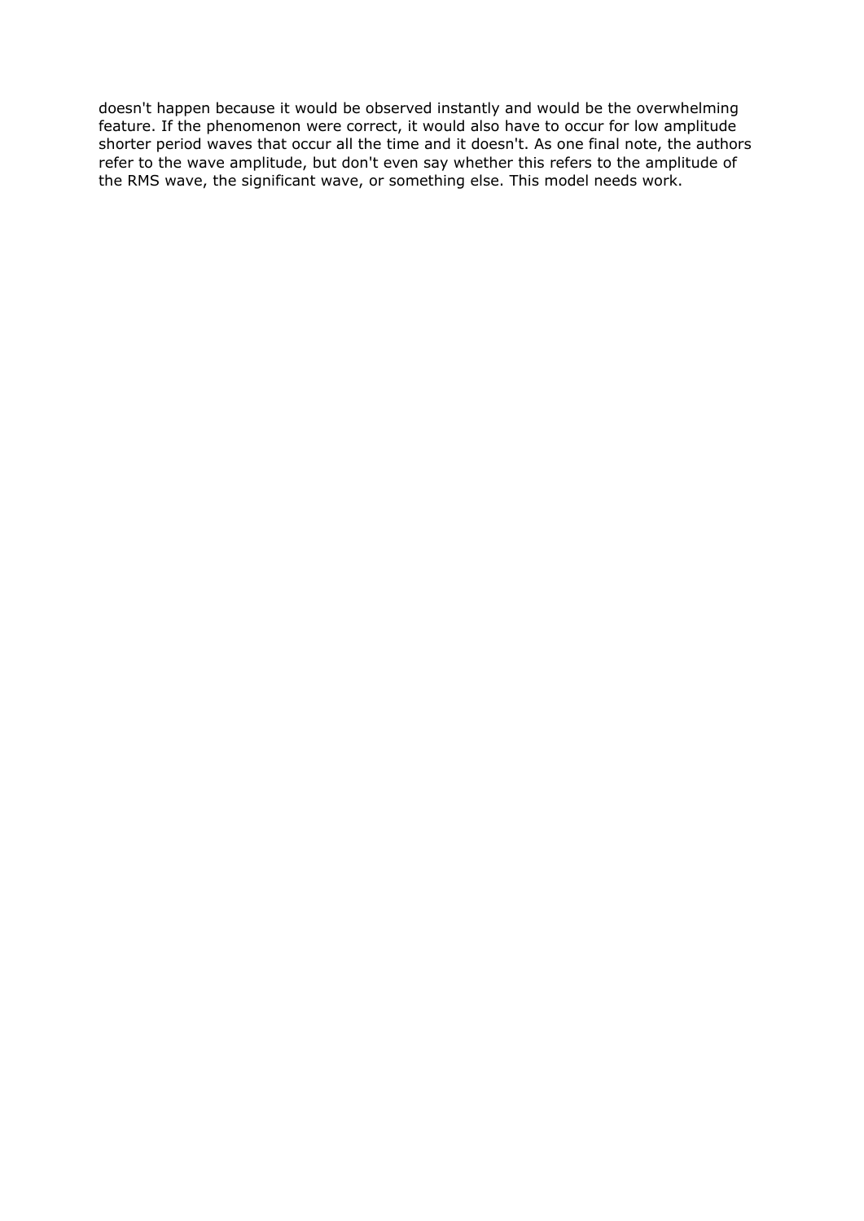doesn't happen because it would be observed instantly and would be the overwhelming feature. If the phenomenon were correct, it would also have to occur for low amplitude shorter period waves that occur all the time and it doesn't. As one final note, the authors refer to the wave amplitude, but don't even say whether this refers to the amplitude of the RMS wave, the significant wave, or something else. This model needs work.